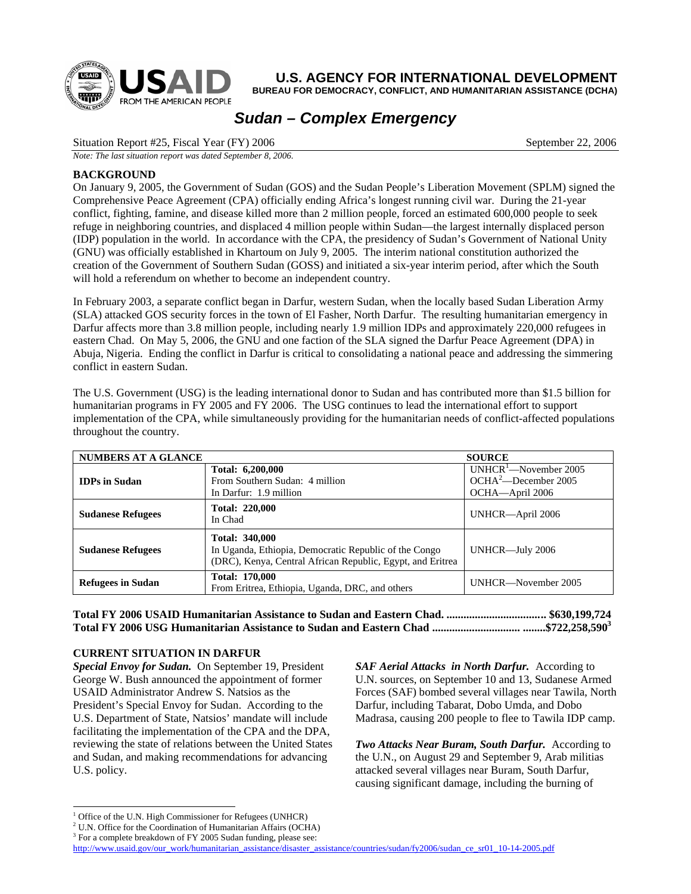# U.S. AGENCY FOR INTERNATIONAL DEVELOPMENT

**BUREAU FOR DEMOCRACY, CONFLICT, AND HUMANITARIAN ASSISTANCE (DCHA)**

## *Sudan – Complex Emergency*

Situation Report #25, Fiscal Year (FY) 2006 — September 22, 2006

*Note: The last situation report was dated September 8, 2006.*

### BACKGROUND

On January 9, 2005, the Government of Sudan (GOS) and the Sudan People's Liberation Movement (SPLM) signed the Comprehensive Peace Agreement (CPA) officially ending Africa's longest running civil war. During the 21-year conflict, fighting, famine, and disease killed more than 2 million people, forced an estimated 600,000 people to seek refuge in neighboring countries, and displaced 4 million people within Sudan—the largest internally displaced person (IDP) population in the world. In accordance with the CPA, the presidency of Sudan's Government of National Unity (GNU) was officially established in Khartoum on July 9, 2005. The interim national constitution authorized the creation of the Government of Southern Sudan (GOSS) and initiated a six-year interim period, after which the South will hold a referendum on whether to become an independent country.

In February 2003, a separate conflict began in Darfur, western Sudan, when the locally based Sudan Liberation Army (SLA) attacked GOS security forces in the town of El Fasher, North Darfur. The resulting humanitarian emergency in Darfur affects more than 3.8 million people, including nearly 1.9 million IDPs and approximately 220,000 refugees in eastern Chad. On May 5, 2006, the GNU and one faction of the SLA signed the Darfur Peace Agreement (DPA) in Abuja, Nigeria. Ending the conflict in Darfur is critical to consolidating a national peace and addressing the simmering conflict in eastern Sudan.

The U.S. Government (USG) is the leading international donor to Sudan and has contributed more than $1.5 billion for humanitarian programs in FY 2005 and FY 2006. The USG continues to lead the international effort to support implementation of the CPA, while simultaneously providing for the humanitarian needs of conflict-affected populations throughout the country.

| NUMBERS AT A GLANCE | | SOURCE |
|---|---|---|
| **IDPs in Sudan** | **Total: 6,200,000**<br>From Southern Sudan: 4 million<br>In Darfur: 1.9 million | UNHCR[1]—November 2005<br>OCHA[2]—December 2005<br>OCHA—April 2006 |
| **Sudanese Refugees** | **Total: 220,000**<br>In Chad | UNHCR—April 2006 |
| **Sudanese Refugees** | **Total: 340,000**<br>In Uganda, Ethiopia, Democratic Republic of the Congo (DRC), Kenya, Central African Republic, Egypt, and Eritrea | UNHCR—July 2006 |
| **Refugees in Sudan** | **Total: 170,000**<br>From Eritrea, Ethiopia, Uganda, DRC, and others | UNHCR—November 2005 |

**Total FY 2006 USAID Humanitarian Assistance to Sudan and Eastern Chad. .................................. $630,199,724**
**Total FY 2006 USG Humanitarian Assistance to Sudan and Eastern Chad .............................. ........$722,258,590[3]**

### CURRENT SITUATION IN DARFUR

***Special Envoy for Sudan.*** On September 19, President George W. Bush announced the appointment of former USAID Administrator Andrew S. Natsios as the President's Special Envoy for Sudan. According to the U.S. Department of State, Natsios' mandate will include facilitating the implementation of the CPA and the DPA, reviewing the state of relations between the United States and Sudan, and making recommendations for advancing U.S. policy.

***SAF Aerial Attacks in North Darfur.*** According to U.N. sources, on September 10 and 13, Sudanese Armed Forces (SAF) bombed several villages near Tawila, North Darfur, including Tabarat, Dobo Umda, and Dobo Madrasa, causing 200 people to flee to Tawila IDP camp.

***Two Attacks Near Buram, South Darfur.*** According to the U.N., on August 29 and September 9, Arab militias attacked several villages near Buram, South Darfur, causing significant damage, including the burning of

---

[1] Office of the U.N. High Commissioner for Refugees (UNHCR)
[2] U.N. Office for the Coordination of Humanitarian Affairs (OCHA)
[3] For a complete breakdown of FY 2005 Sudan funding, please see:
http://www.usaid.gov/our_work/humanitarian_assistance/disaster_assistance/countries/sudan/fy2006/sudan_ce_sr01_10-14-2005.pdf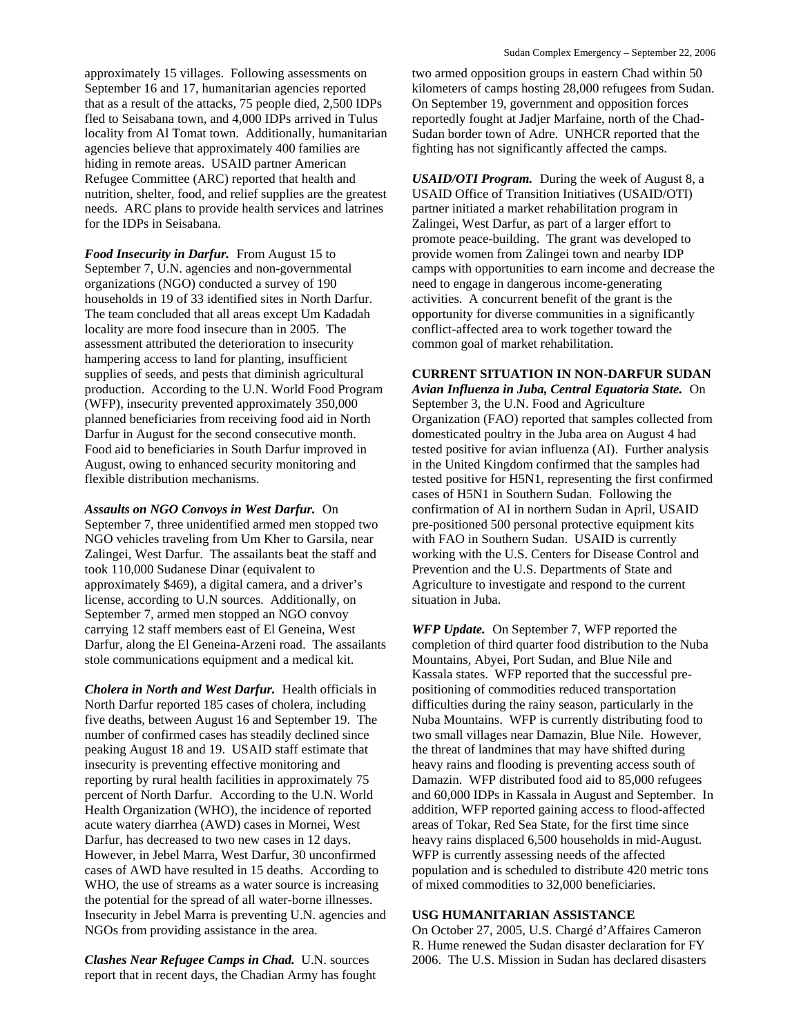approximately 15 villages. Following assessments on September 16 and 17, humanitarian agencies reported that as a result of the attacks, 75 people died, 2,500 IDPs fled to Seisabana town, and 4,000 IDPs arrived in Tulus locality from Al Tomat town. Additionally, humanitarian agencies believe that approximately 400 families are hiding in remote areas. USAID partner American Refugee Committee (ARC) reported that health and nutrition, shelter, food, and relief supplies are the greatest needs. ARC plans to provide health services and latrines for the IDPs in Seisabana.

***Food Insecurity in Darfur.*** From August 15 to September 7, U.N. agencies and non-governmental organizations (NGO) conducted a survey of 190 households in 19 of 33 identified sites in North Darfur. The team concluded that all areas except Um Kadadah locality are more food insecure than in 2005. The assessment attributed the deterioration to insecurity hampering access to land for planting, insufficient supplies of seeds, and pests that diminish agricultural production. According to the U.N. World Food Program (WFP), insecurity prevented approximately 350,000 planned beneficiaries from receiving food aid in North Darfur in August for the second consecutive month. Food aid to beneficiaries in South Darfur improved in August, owing to enhanced security monitoring and flexible distribution mechanisms.

***Assaults on NGO Convoys in West Darfur.*** On September 7, three unidentified armed men stopped two NGO vehicles traveling from Um Kher to Garsila, near Zalingei, West Darfur. The assailants beat the staff and took 110,000 Sudanese Dinar (equivalent to approximately $469), a digital camera, and a driver's license, according to U.N sources. Additionally, on September 7, armed men stopped an NGO convoy carrying 12 staff members east of El Geneina, West Darfur, along the El Geneina-Arzeni road. The assailants stole communications equipment and a medical kit.

***Cholera in North and West Darfur.*** Health officials in North Darfur reported 185 cases of cholera, including five deaths, between August 16 and September 19. The number of confirmed cases has steadily declined since peaking August 18 and 19. USAID staff estimate that insecurity is preventing effective monitoring and reporting by rural health facilities in approximately 75 percent of North Darfur. According to the U.N. World Health Organization (WHO), the incidence of reported acute watery diarrhea (AWD) cases in Mornei, West Darfur, has decreased to two new cases in 12 days. However, in Jebel Marra, West Darfur, 30 unconfirmed cases of AWD have resulted in 15 deaths. According to WHO, the use of streams as a water source is increasing the potential for the spread of all water-borne illnesses. Insecurity in Jebel Marra is preventing U.N. agencies and NGOs from providing assistance in the area.

***Clashes Near Refugee Camps in Chad.*** U.N. sources report that in recent days, the Chadian Army has fought two armed opposition groups in eastern Chad within 50 kilometers of camps hosting 28,000 refugees from Sudan. On September 19, government and opposition forces reportedly fought at Jadjer Marfaine, north of the Chad-Sudan border town of Adre. UNHCR reported that the fighting has not significantly affected the camps.

***USAID/OTI Program.*** During the week of August 8, a USAID Office of Transition Initiatives (USAID/OTI) partner initiated a market rehabilitation program in Zalingei, West Darfur, as part of a larger effort to promote peace-building. The grant was developed to provide women from Zalingei town and nearby IDP camps with opportunities to earn income and decrease the need to engage in dangerous income-generating activities. A concurrent benefit of the grant is the opportunity for diverse communities in a significantly conflict-affected area to work together toward the common goal of market rehabilitation.

## CURRENT SITUATION IN NON-DARFUR SUDAN

***Avian Influenza in Juba, Central Equatoria State.*** On September 3, the U.N. Food and Agriculture Organization (FAO) reported that samples collected from domesticated poultry in the Juba area on August 4 had tested positive for avian influenza (AI). Further analysis in the United Kingdom confirmed that the samples had tested positive for H5N1, representing the first confirmed cases of H5N1 in Southern Sudan. Following the confirmation of AI in northern Sudan in April, USAID pre-positioned 500 personal protective equipment kits with FAO in Southern Sudan. USAID is currently working with the U.S. Centers for Disease Control and Prevention and the U.S. Departments of State and Agriculture to investigate and respond to the current situation in Juba.

***WFP Update.*** On September 7, WFP reported the completion of third quarter food distribution to the Nuba Mountains, Abyei, Port Sudan, and Blue Nile and Kassala states. WFP reported that the successful pre-positioning of commodities reduced transportation difficulties during the rainy season, particularly in the Nuba Mountains. WFP is currently distributing food to two small villages near Damazin, Blue Nile. However, the threat of landmines that may have shifted during heavy rains and flooding is preventing access south of Damazin. WFP distributed food aid to 85,000 refugees and 60,000 IDPs in Kassala in August and September. In addition, WFP reported gaining access to flood-affected areas of Tokar, Red Sea State, for the first time since heavy rains displaced 6,500 households in mid-August. WFP is currently assessing needs of the affected population and is scheduled to distribute 420 metric tons of mixed commodities to 32,000 beneficiaries.

## USG HUMANITARIAN ASSISTANCE

On October 27, 2005, U.S. Chargé d'Affaires Cameron R. Hume renewed the Sudan disaster declaration for FY 2006. The U.S. Mission in Sudan has declared disasters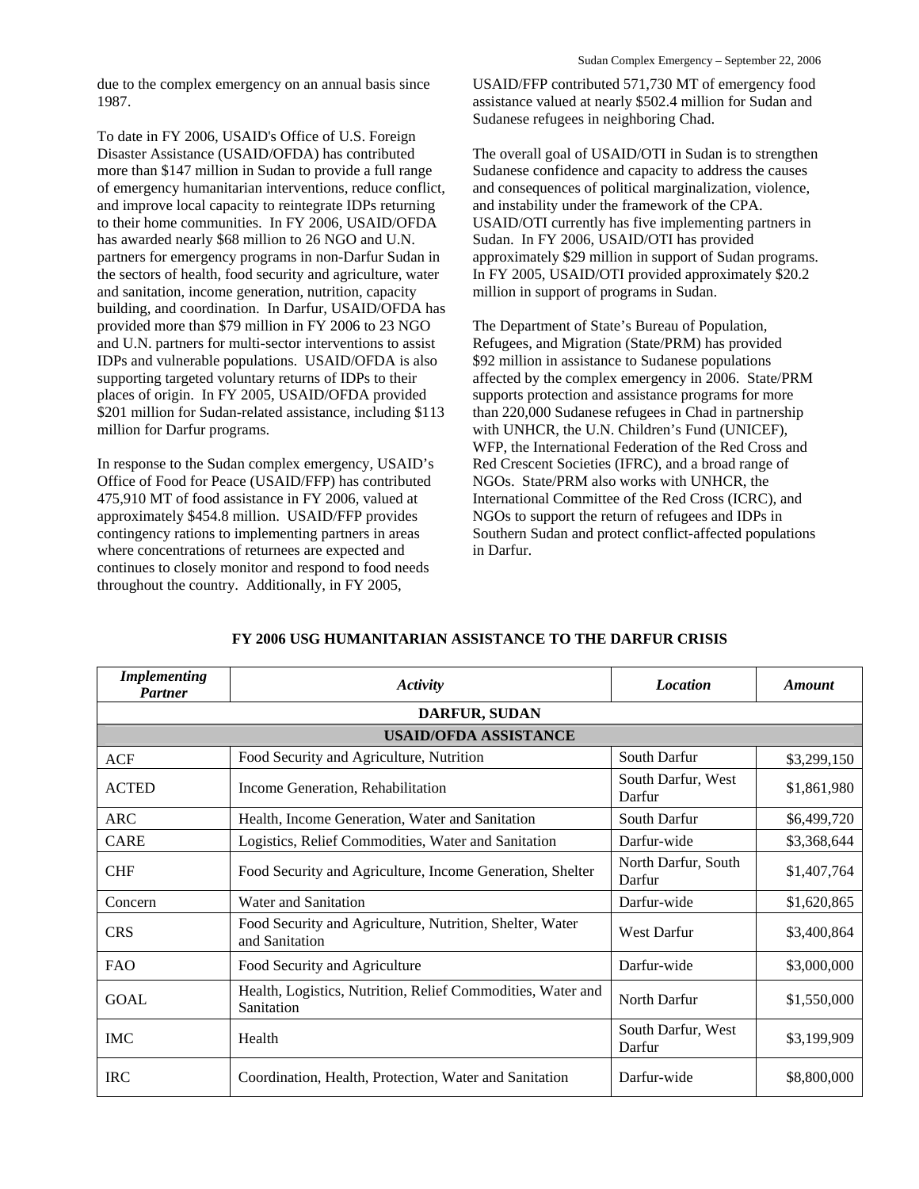due to the complex emergency on an annual basis since 1987.

To date in FY 2006, USAID's Office of U.S. Foreign Disaster Assistance (USAID/OFDA) has contributed more than $147 million in Sudan to provide a full range of emergency humanitarian interventions, reduce conflict, and improve local capacity to reintegrate IDPs returning to their home communities. In FY 2006, USAID/OFDA has awarded nearly $68 million to 26 NGO and U.N. partners for emergency programs in non-Darfur Sudan in the sectors of health, food security and agriculture, water and sanitation, income generation, nutrition, capacity building, and coordination. In Darfur, USAID/OFDA has provided more than $79 million in FY 2006 to 23 NGO and U.N. partners for multi-sector interventions to assist IDPs and vulnerable populations. USAID/OFDA is also supporting targeted voluntary returns of IDPs to their places of origin. In FY 2005, USAID/OFDA provided $201 million for Sudan-related assistance, including $113 million for Darfur programs.

In response to the Sudan complex emergency, USAID's Office of Food for Peace (USAID/FFP) has contributed 475,910 MT of food assistance in FY 2006, valued at approximately $454.8 million. USAID/FFP provides contingency rations to implementing partners in areas where concentrations of returnees are expected and continues to closely monitor and respond to food needs throughout the country. Additionally, in FY 2005, USAID/FFP contributed 571,730 MT of emergency food assistance valued at nearly $502.4 million for Sudan and Sudanese refugees in neighboring Chad.

The overall goal of USAID/OTI in Sudan is to strengthen Sudanese confidence and capacity to address the causes and consequences of political marginalization, violence, and instability under the framework of the CPA. USAID/OTI currently has five implementing partners in Sudan. In FY 2006, USAID/OTI has provided approximately $29 million in support of Sudan programs. In FY 2005, USAID/OTI provided approximately $20.2 million in support of programs in Sudan.

The Department of State's Bureau of Population, Refugees, and Migration (State/PRM) has provided $92 million in assistance to Sudanese populations affected by the complex emergency in 2006. State/PRM supports protection and assistance programs for more than 220,000 Sudanese refugees in Chad in partnership with UNHCR, the U.N. Children's Fund (UNICEF), WFP, the International Federation of the Red Cross and Red Crescent Societies (IFRC), and a broad range of NGOs. State/PRM also works with UNHCR, the International Committee of the Red Cross (ICRC), and NGOs to support the return of refugees and IDPs in Southern Sudan and protect conflict-affected populations in Darfur.

**FY 2006 USG HUMANITARIAN ASSISTANCE TO THE DARFUR CRISIS**

| *Implementing Partner* | *Activity* | *Location* | *Amount* |
|---|---|---|---|
| **DARFUR, SUDAN** | | | |
| **USAID/OFDA ASSISTANCE** | | | |
| ACF | Food Security and Agriculture, Nutrition | South Darfur | $3,299,150 |
| ACTED | Income Generation, Rehabilitation | South Darfur, West Darfur | $1,861,980 |
| ARC | Health, Income Generation, Water and Sanitation | South Darfur | $6,499,720 |
| CARE | Logistics, Relief Commodities, Water and Sanitation | Darfur-wide | $3,368,644 |
| CHF | Food Security and Agriculture, Income Generation, Shelter | North Darfur, South Darfur | $1,407,764 |
| Concern | Water and Sanitation | Darfur-wide | $1,620,865 |
| CRS | Food Security and Agriculture, Nutrition, Shelter, Water and Sanitation | West Darfur | $3,400,864 |
| FAO | Food Security and Agriculture | Darfur-wide | $3,000,000 |
| GOAL | Health, Logistics, Nutrition, Relief Commodities, Water and Sanitation | North Darfur | $1,550,000 |
| IMC | Health | South Darfur, West Darfur | $3,199,909 |
| IRC | Coordination, Health, Protection, Water and Sanitation | Darfur-wide | $8,800,000 |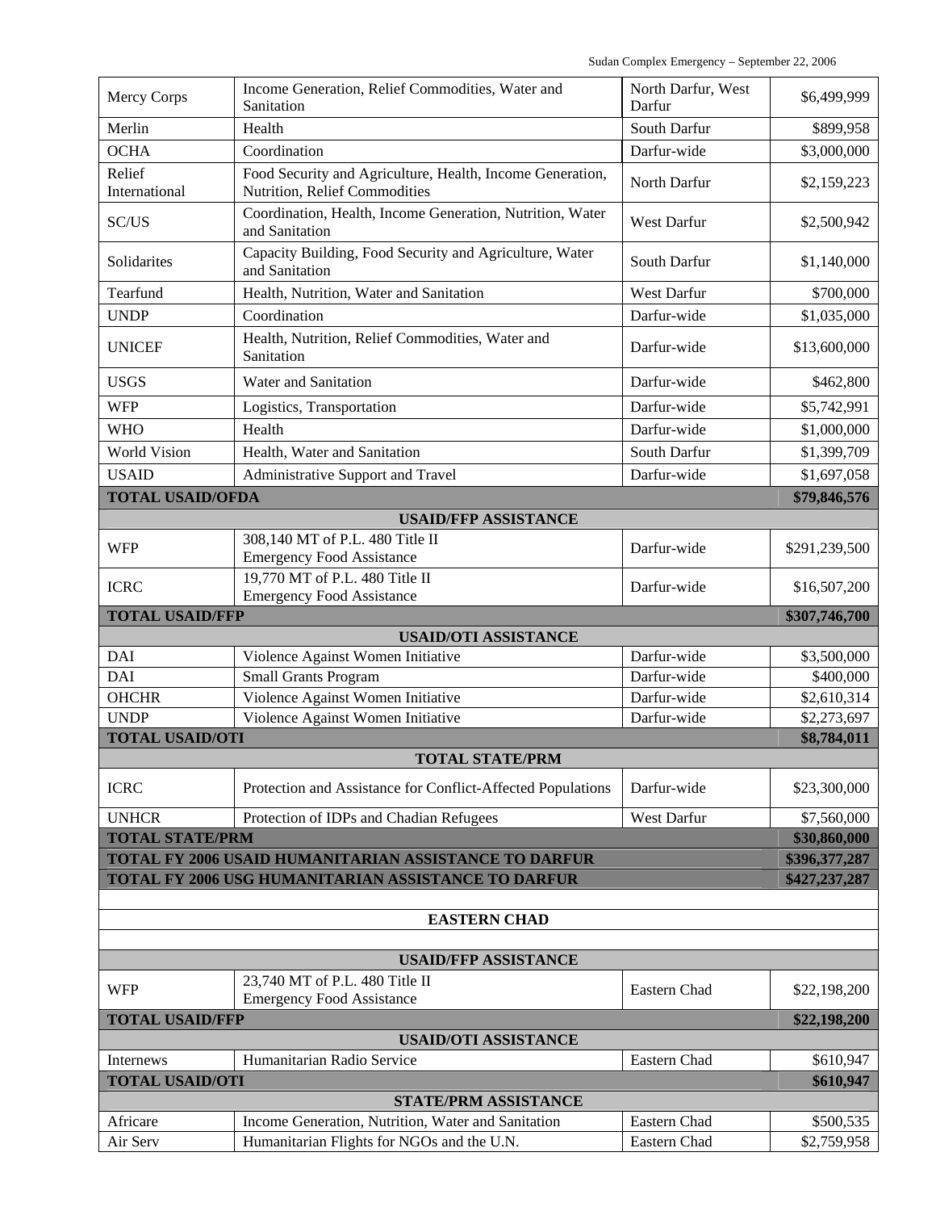| | | | |
|---|---|---|---|
| Mercy Corps | Income Generation, Relief Commodities, Water and Sanitation | North Darfur, West Darfur | $6,499,999 |
| Merlin | Health | South Darfur | $899,958 |
| OCHA | Coordination | Darfur-wide | $3,000,000 |
| Relief International | Food Security and Agriculture, Health, Income Generation, Nutrition, Relief Commodities | North Darfur | $2,159,223 |
| SC/US | Coordination, Health, Income Generation, Nutrition, Water and Sanitation | West Darfur | $2,500,942 |
| Solidarites | Capacity Building, Food Security and Agriculture, Water and Sanitation | South Darfur | $1,140,000 |
| Tearfund | Health, Nutrition, Water and Sanitation | West Darfur | $700,000 |
| UNDP | Coordination | Darfur-wide | $1,035,000 |
| UNICEF | Health, Nutrition, Relief Commodities, Water and Sanitation | Darfur-wide | $13,600,000 |
| USGS | Water and Sanitation | Darfur-wide | $462,800 |
| WFP | Logistics, Transportation | Darfur-wide | $5,742,991 |
| WHO | Health | Darfur-wide | $1,000,000 |
| World Vision | Health, Water and Sanitation | South Darfur | $1,399,709 |
| USAID | Administrative Support and Travel | Darfur-wide | $1,697,058 |
| **TOTAL USAID/OFDA** | | | **$79,846,576** |
| | **USAID/FFP ASSISTANCE** | | |
| WFP | 308,140 MT of P.L. 480 Title II Emergency Food Assistance | Darfur-wide | $291,239,500 |
| ICRC | 19,770 MT of P.L. 480 Title II Emergency Food Assistance | Darfur-wide | $16,507,200 |
| **TOTAL USAID/FFP** | | | **$307,746,700** |
| | **USAID/OTI ASSISTANCE** | | |
| DAI | Violence Against Women Initiative | Darfur-wide | $3,500,000 |
| DAI | Small Grants Program | Darfur-wide | $400,000 |
| OHCHR | Violence Against Women Initiative | Darfur-wide | $2,610,314 |
| UNDP | Violence Against Women Initiative | Darfur-wide | $2,273,697 |
| **TOTAL USAID/OTI** | | | **$8,784,011** |
| | **TOTAL STATE/PRM** | | |
| ICRC | Protection and Assistance for Conflict-Affected Populations | Darfur-wide | $23,300,000 |
| UNHCR | Protection of IDPs and Chadian Refugees | West Darfur | $7,560,000 |
| **TOTAL STATE/PRM** | | | **$30,860,000** |
| **TOTAL FY 2006 USAID HUMANITARIAN ASSISTANCE TO DARFUR** | | | **$396,377,287** |
| **TOTAL FY 2006 USG HUMANITARIAN ASSISTANCE TO DARFUR** | | | **$427,237,287** |
| | | | |
| | **EASTERN CHAD** | | |
| | | | |
| | **USAID/FFP ASSISTANCE** | | |
| WFP | 23,740 MT of P.L. 480 Title II Emergency Food Assistance | Eastern Chad | $22,198,200 |
| **TOTAL USAID/FFP** | | | **$22,198,200** |
| | **USAID/OTI ASSISTANCE** | | |
| Internews | Humanitarian Radio Service | Eastern Chad | $610,947 |
| **TOTAL USAID/OTI** | | | **$610,947** |
| | **STATE/PRM ASSISTANCE** | | |
| Africare | Income Generation, Nutrition, Water and Sanitation | Eastern Chad | $500,535 |
| Air Serv | Humanitarian Flights for NGOs and the U.N. | Eastern Chad | $2,759,958 |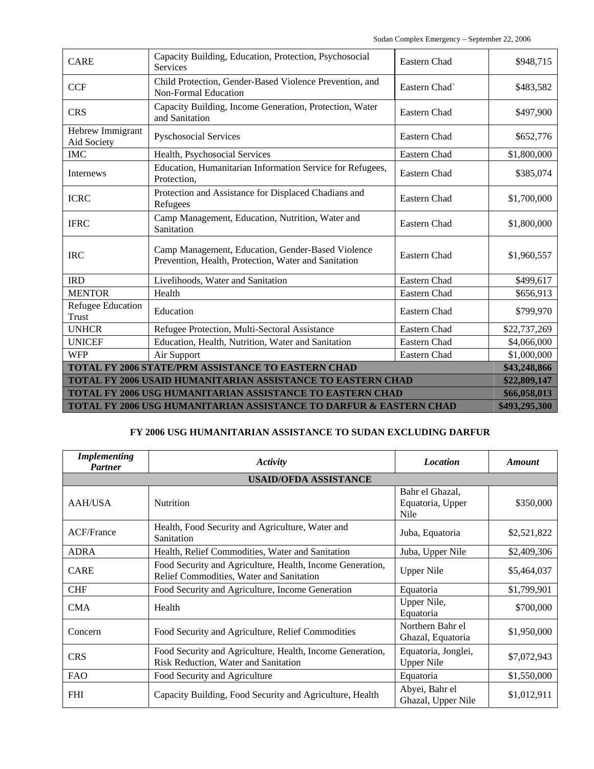| | | | |
|---|---|---|---|
| CARE | Capacity Building, Education, Protection, Psychosocial Services | Eastern Chad | $948,715 |
| CCF | Child Protection, Gender-Based Violence Prevention, and Non-Formal Education | Eastern Chad` | $483,582 |
| CRS | Capacity Building, Income Generation, Protection, Water and Sanitation | Eastern Chad | $497,900 |
| Hebrew Immigrant Aid Society | Pyschosocial Services | Eastern Chad | $652,776 |
| IMC | Health, Psychosocial Services | Eastern Chad | $1,800,000 |
| Internews | Education, Humanitarian Information Service for Refugees, Protection, | Eastern Chad | $385,074 |
| ICRC | Protection and Assistance for Displaced Chadians and Refugees | Eastern Chad | $1,700,000 |
| IFRC | Camp Management, Education, Nutrition, Water and Sanitation | Eastern Chad | $1,800,000 |
| IRC | Camp Management, Education, Gender-Based Violence Prevention, Health, Protection, Water and Sanitation | Eastern Chad | $1,960,557 |
| IRD | Livelihoods, Water and Sanitation | Eastern Chad | $499,617 |
| MENTOR | Health | Eastern Chad | $656,913 |
| Refugee Education Trust | Education | Eastern Chad | $799,970 |
| UNHCR | Refugee Protection, Multi-Sectoral Assistance | Eastern Chad | $22,737,269 |
| UNICEF | Education, Health, Nutrition, Water and Sanitation | Eastern Chad | $4,066,000 |
| WFP | Air Support | Eastern Chad | $1,000,000 |
| **TOTAL FY 2006 STATE/PRM ASSISTANCE TO EASTERN CHAD** | | | **$43,248,866** |
| **TOTAL FY 2006 USAID HUMANITARIAN ASSISTANCE TO EASTERN CHAD** | | | **$22,809,147** |
| **TOTAL FY 2006 USG HUMANITARIAN ASSISTANCE TO EASTERN CHAD** | | | **$66,058,013** |
| **TOTAL FY 2006 USG HUMANITARIAN ASSISTANCE TO DARFUR & EASTERN CHAD** | | | **$493,295,300** |

### FY 2006 USG HUMANITARIAN ASSISTANCE TO SUDAN EXCLUDING DARFUR

| *Implementing Partner* | *Activity* | *Location* | *Amount* |
|---|---|---|---|
| **USAID/OFDA ASSISTANCE** | | | |
| AAH/USA | Nutrition | Bahr el Ghazal, Equatoria, Upper Nile | $350,000 |
| ACF/France | Health, Food Security and Agriculture, Water and Sanitation | Juba, Equatoria | $2,521,822 |
| ADRA | Health, Relief Commodities, Water and Sanitation | Juba, Upper Nile | $2,409,306 |
| CARE | Food Security and Agriculture, Health, Income Generation, Relief Commodities, Water and Sanitation | Upper Nile | $5,464,037 |
| CHF | Food Security and Agriculture, Income Generation | Equatoria | $1,799,901 |
| CMA | Health | Upper Nile, Equatoria | $700,000 |
| Concern | Food Security and Agriculture, Relief Commodities | Northern Bahr el Ghazal, Equatoria | $1,950,000 |
| CRS | Food Security and Agriculture, Health, Income Generation, Risk Reduction, Water and Sanitation | Equatoria, Jonglei, Upper Nile | $7,072,943 |
| FAO | Food Security and Agriculture | Equatoria | $1,550,000 |
| FHI | Capacity Building, Food Security and Agriculture, Health | Abyei, Bahr el Ghazal, Upper Nile | $1,012,911 |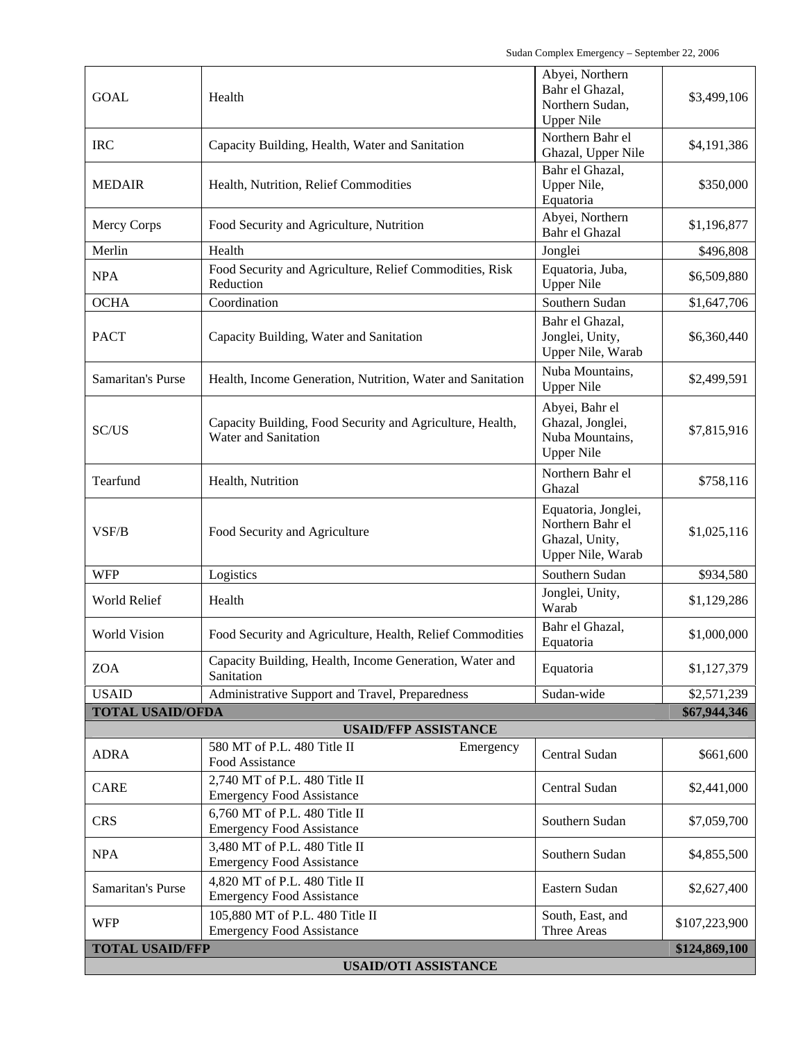| | | | |
|---|---|---|---|
| GOAL | Health | Abyei, Northern Bahr el Ghazal, Northern Sudan, Upper Nile | $3,499,106 |
| IRC | Capacity Building, Health, Water and Sanitation | Northern Bahr el Ghazal, Upper Nile | $4,191,386 |
| MEDAIR | Health, Nutrition, Relief Commodities | Bahr el Ghazal, Upper Nile, Equatoria | $350,000 |
| Mercy Corps | Food Security and Agriculture, Nutrition | Abyei, Northern Bahr el Ghazal | $1,196,877 |
| Merlin | Health | Jonglei | $496,808 |
| NPA | Food Security and Agriculture, Relief Commodities, Risk Reduction | Equatoria, Juba, Upper Nile | $6,509,880 |
| OCHA | Coordination | Southern Sudan | $1,647,706 |
| PACT | Capacity Building, Water and Sanitation | Bahr el Ghazal, Jonglei, Unity, Upper Nile, Warab | $6,360,440 |
| Samaritan's Purse | Health, Income Generation, Nutrition, Water and Sanitation | Nuba Mountains, Upper Nile | $2,499,591 |
| SC/US | Capacity Building, Food Security and Agriculture, Health, Water and Sanitation | Abyei, Bahr el Ghazal, Jonglei, Nuba Mountains, Upper Nile | $7,815,916 |
| Tearfund | Health, Nutrition | Northern Bahr el Ghazal | $758,116 |
| VSF/B | Food Security and Agriculture | Equatoria, Jonglei, Northern Bahr el Ghazal, Unity, Upper Nile, Warab | $1,025,116 |
| WFP | Logistics | Southern Sudan | $934,580 |
| World Relief | Health | Jonglei, Unity, Warab | $1,129,286 |
| World Vision | Food Security and Agriculture, Health, Relief Commodities | Bahr el Ghazal, Equatoria | $1,000,000 |
| ZOA | Capacity Building, Health, Income Generation, Water and Sanitation | Equatoria | $1,127,379 |
| USAID | Administrative Support and Travel, Preparedness | Sudan-wide | $2,571,239 |
| **TOTAL USAID/OFDA** | | | **$67,944,346** |
| **USAID/FFP ASSISTANCE** | | | |
| ADRA | 580 MT of P.L. 480 Title II Emergency Food Assistance | Central Sudan | $661,600 |
| CARE | 2,740 MT of P.L. 480 Title II Emergency Food Assistance | Central Sudan | $2,441,000 |
| CRS | 6,760 MT of P.L. 480 Title II Emergency Food Assistance | Southern Sudan | $7,059,700 |
| NPA | 3,480 MT of P.L. 480 Title II Emergency Food Assistance | Southern Sudan | $4,855,500 |
| Samaritan's Purse | 4,820 MT of P.L. 480 Title II Emergency Food Assistance | Eastern Sudan | $2,627,400 |
| WFP | 105,880 MT of P.L. 480 Title II Emergency Food Assistance | South, East, and Three Areas | $107,223,900 |
| **TOTAL USAID/FFP** | | | **$124,869,100** |
| **USAID/OTI ASSISTANCE** | | | |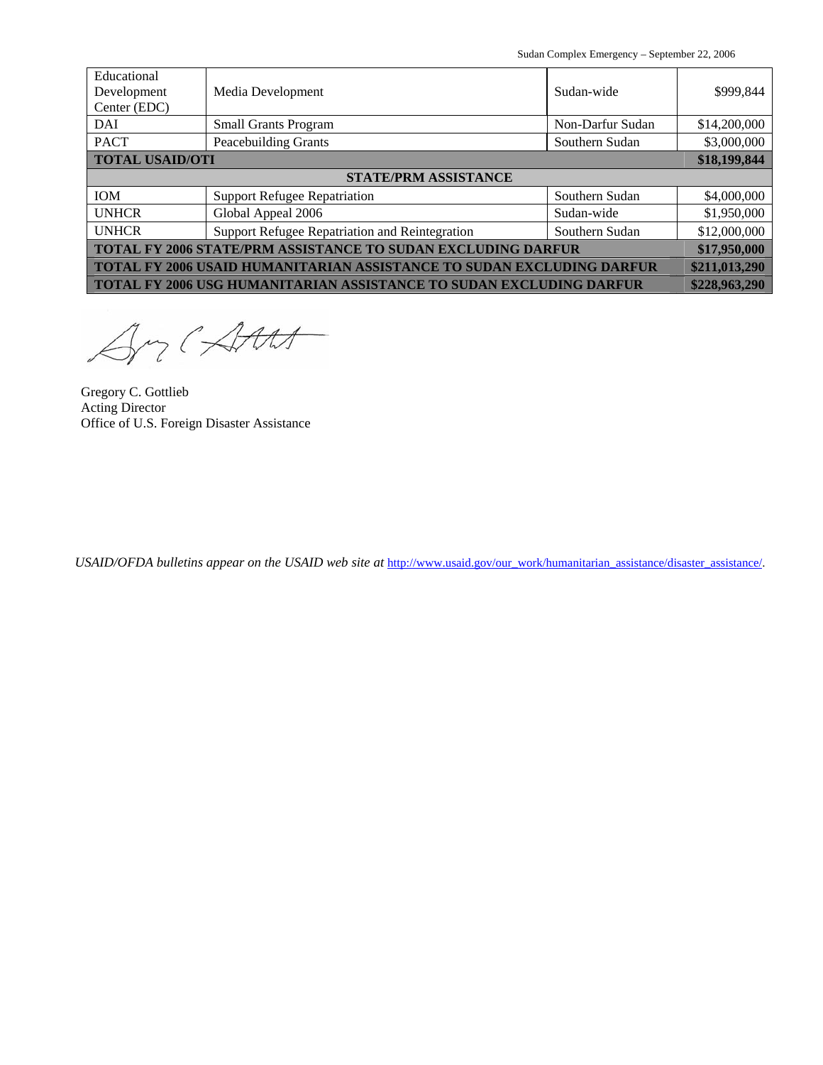| | | | |
|---|---|---|---|
| Educational Development Center (EDC) | Media Development | Sudan-wide | $999,844 |
| DAI | Small Grants Program | Non-Darfur Sudan | $14,200,000 |
| PACT | Peacebuilding Grants | Southern Sudan | $3,000,000 |
| **TOTAL USAID/OTI** | | | **$18,199,844** |
| **STATE/PRM ASSISTANCE** | | | |
| IOM | Support Refugee Repatriation | Southern Sudan | $4,000,000 |
| UNHCR | Global Appeal 2006 | Sudan-wide | $1,950,000 |
| UNHCR | Support Refugee Repatriation and Reintegration | Southern Sudan | $12,000,000 |
| **TOTAL FY 2006 STATE/PRM ASSISTANCE TO SUDAN EXCLUDING DARFUR** | | | **$17,950,000** |
| **TOTAL FY 2006 USAID HUMANITARIAN ASSISTANCE TO SUDAN EXCLUDING DARFUR** | | | **$211,013,290** |
| **TOTAL FY 2006 USG HUMANITARIAN ASSISTANCE TO SUDAN EXCLUDING DARFUR** | | | **$228,963,290** |

Gregory C. Gottlieb
Acting Director
Office of U.S. Foreign Disaster Assistance

*USAID/OFDA bulletins appear on the USAID web site at* http://www.usaid.gov/our_work/humanitarian_assistance/disaster_assistance/.